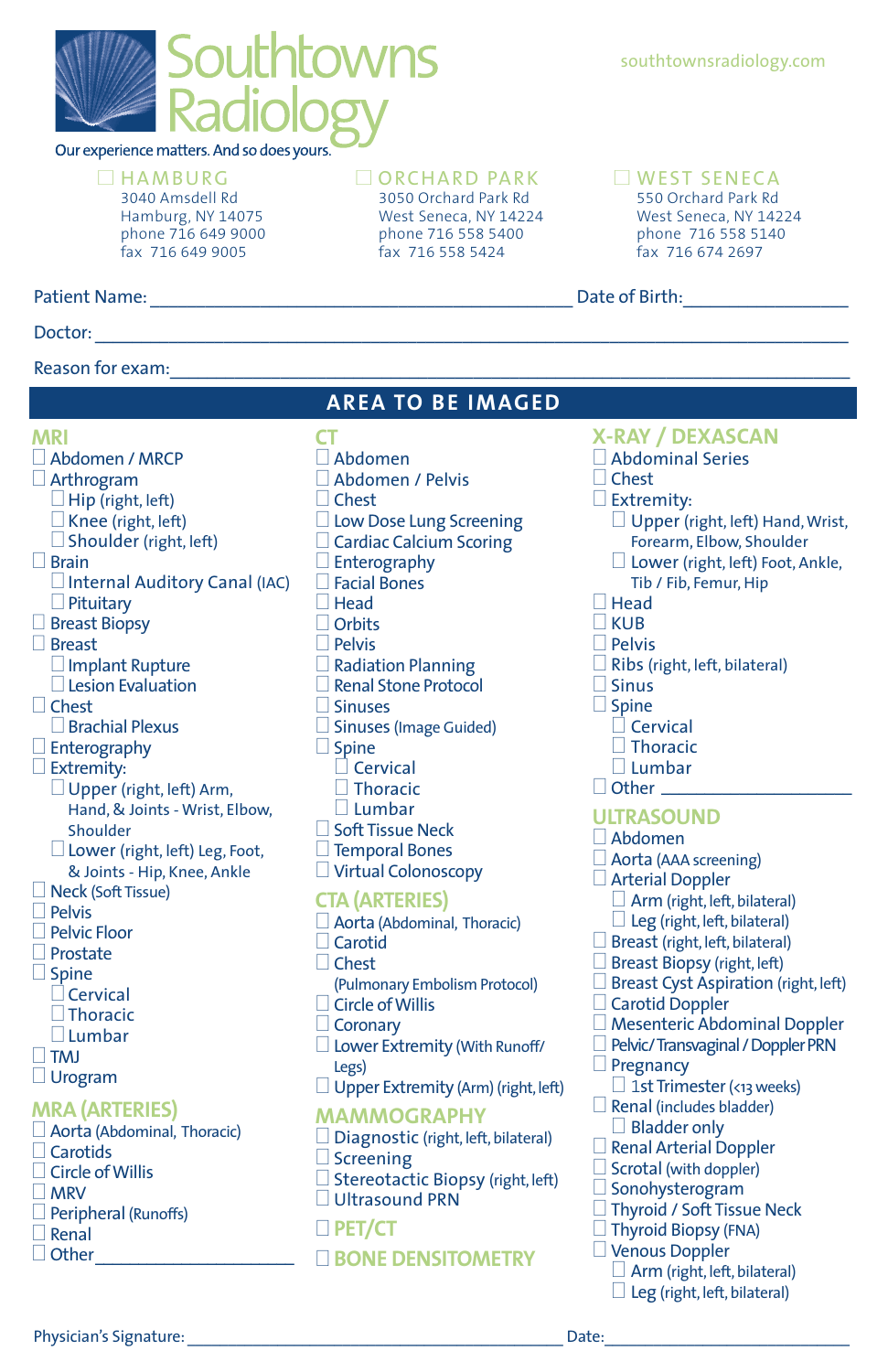# Southtowns Radiology

Our experience matters. And so does yours.

southtownsradiology.com

- ☐ **HAMBURG**
  3040 Amsdell Rd
  Hamburg, NY 14075
  phone 716 649 9000
  fax 716 649 9005

- ☐ **ORCHARD PARK**
  3050 Orchard Park Rd
  West Seneca, NY 14224
  phone 716 558 5400
  fax 716 558 5424

- ☐ **WEST SENECA**
  550 Orchard Park Rd
  West Seneca, NY 14224
  phone 716 558 5140
  fax 716 674 2697

Patient Name: ______________________________ Date of Birth: ________________

Doctor: ______________________________________________

Reason for exam: ______________________________________________

## AREA TO BE IMAGED

### MRI

- ☐ Abdomen / MRCP
- ☐ Arthrogram
  - ☐ Hip (right, left)
  - ☐ Knee (right, left)
  - ☐ Shoulder (right, left)
- ☐ Brain
  - ☐ Internal Auditory Canal (IAC)
  - ☐ Pituitary
- ☐ Breast Biopsy
- ☐ Breast
  - ☐ Implant Rupture
  - ☐ Lesion Evaluation
- ☐ Chest
  - ☐ Brachial Plexus
- ☐ Enterography
- ☐ Extremity:
  - ☐ Upper (right, left) Arm, Hand, & Joints - Wrist, Elbow, Shoulder
  - ☐ Lower (right, left) Leg, Foot, & Joints - Hip, Knee, Ankle
- ☐ Neck (Soft Tissue)
- ☐ Pelvis
- ☐ Pelvic Floor
- ☐ Prostate
- ☐ Spine
  - ☐ Cervical
  - ☐ Thoracic
  - ☐ Lumbar
- ☐ TMJ
- ☐ Urogram

### MRA (ARTERIES)

- ☐ Aorta (Abdominal, Thoracic)
- ☐ Carotids
- ☐ Circle of Willis
- ☐ MRV
- ☐ Peripheral (Runoffs)
- ☐ Renal
- ☐ Other ____________________

### CT

- ☐ Abdomen
- ☐ Abdomen / Pelvis
- ☐ Chest
- ☐ Low Dose Lung Screening
- ☐ Cardiac Calcium Scoring
- ☐ Enterography
- ☐ Facial Bones
- ☐ Head
- ☐ Orbits
- ☐ Pelvis
- ☐ Radiation Planning
- ☐ Renal Stone Protocol
- ☐ Sinuses
- ☐ Sinuses (Image Guided)
- ☐ Spine
  - ☐ Cervical
  - ☐ Thoracic
  - ☐ Lumbar
- ☐ Soft Tissue Neck
- ☐ Temporal Bones
- ☐ Virtual Colonoscopy

### CTA (ARTERIES)

- ☐ Aorta (Abdominal, Thoracic)
- ☐ Carotid
- ☐ Chest (Pulmonary Embolism Protocol)
- ☐ Circle of Willis
- ☐ Coronary
- ☐ Lower Extremity (With Runoff/ Legs)
- ☐ Upper Extremity (Arm) (right, left)

### MAMMOGRAPHY

- ☐ Diagnostic (right, left, bilateral)
- ☐ Screening
- ☐ Stereotactic Biopsy (right, left)
- ☐ Ultrasound PRN

### ☐ PET/CT

### ☐ BONE DENSITOMETRY

### X-RAY / DEXASCAN

- ☐ Abdominal Series
- ☐ Chest
- ☐ Extremity:
  - ☐ Upper (right, left) Hand, Wrist, Forearm, Elbow, Shoulder
  - ☐ Lower (right, left) Foot, Ankle, Tib / Fib, Femur, Hip
- ☐ Head
- ☐ KUB
- ☐ Pelvis
- ☐ Ribs (right, left, bilateral)
- ☐ Sinus
- ☐ Spine
  - ☐ Cervical
  - ☐ Thoracic
  - ☐ Lumbar
- ☐ Other ____________________

### ULTRASOUND

- ☐ Abdomen
- ☐ Aorta (AAA screening)
- ☐ Arterial Doppler
  - ☐ Arm (right, left, bilateral)
  - ☐ Leg (right, left, bilateral)
- ☐ Breast (right, left, bilateral)
- ☐ Breast Biopsy (right, left)
- ☐ Breast Cyst Aspiration (right, left)
- ☐ Carotid Doppler
- ☐ Mesenteric Abdominal Doppler
- ☐ Pelvic/ Transvaginal / Doppler PRN
- ☐ Pregnancy
  - ☐ 1st Trimester (<13 weeks)
- ☐ Renal (includes bladder)
  - ☐ Bladder only
- ☐ Renal Arterial Doppler
- ☐ Scrotal (with doppler)
- ☐ Sonohysterogram
- ☐ Thyroid / Soft Tissue Neck
- ☐ Thyroid Biopsy (FNA)
- ☐ Venous Doppler
  - ☐ Arm (right, left, bilateral)
  - ☐ Leg (right, left, bilateral)

Physician's Signature: ______________________________ Date: ____________________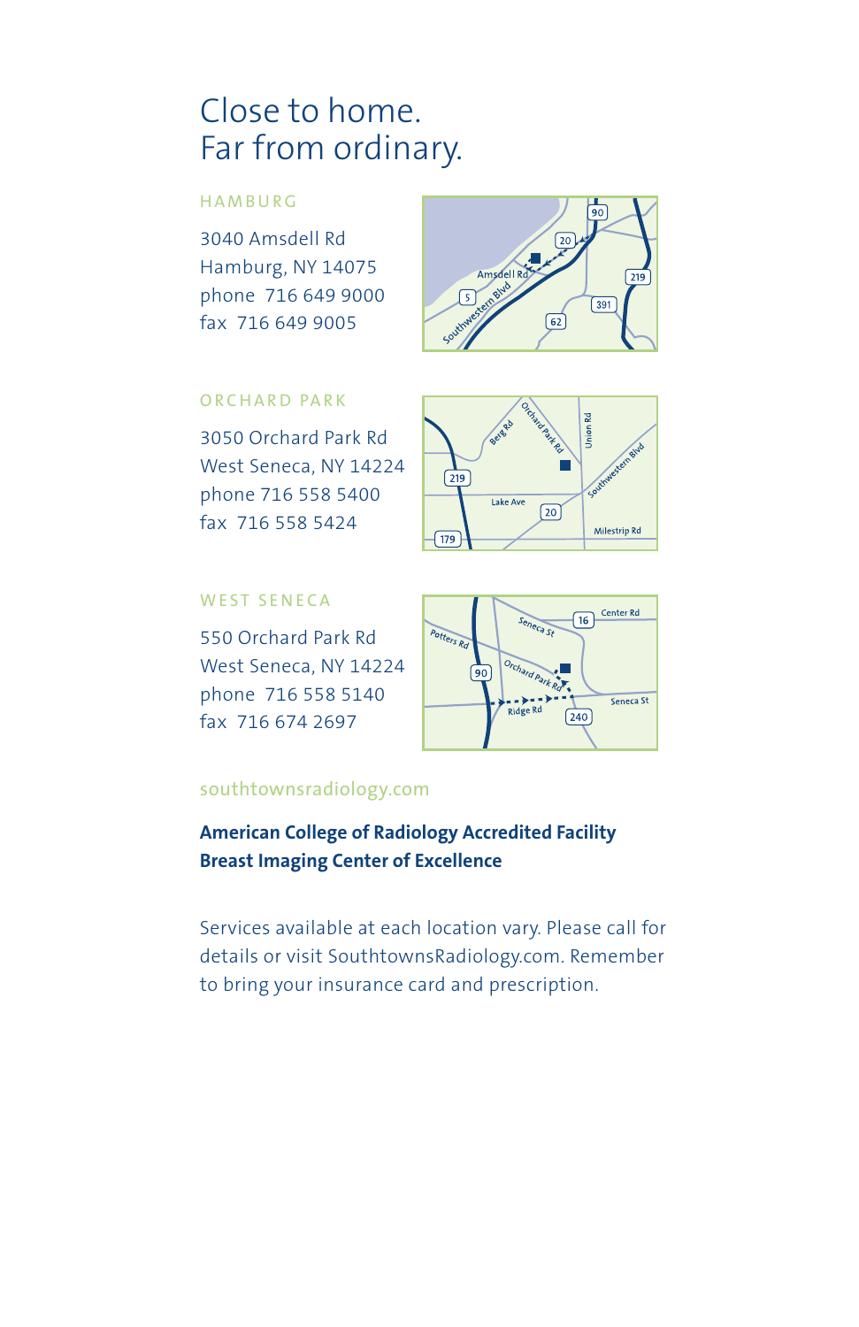# Close to home.
# Far from ordinary.

## HAMBURG

3040 Amsdell Rd
Hamburg, NY 14075
phone 716 649 9000
fax 716 649 9005

Amsdell Rd
Southwestern Blvd
90
20
219
5
391
62

## ORCHARD PARK

3050 Orchard Park Rd
West Seneca, NY 14224
phone 716 558 5400
fax 716 558 5424

Berg Rd
Orchard Park Rd
Union Rd
Southwestern Blvd
219
Lake Ave
20
179
Milestrip Rd

## WEST SENECA

550 Orchard Park Rd
West Seneca, NY 14224
phone 716 558 5140
fax 716 674 2697

Seneca St
16
Center Rd
Potters Rd
90
Orchard Park Rd
Seneca St
Ridge Rd
240

southtownsradiology.com

**American College of Radiology Accredited Facility**
**Breast Imaging Center of Excellence**

Services available at each location vary. Please call for details or visit SouthtownsRadiology.com. Remember to bring your insurance card and prescription.